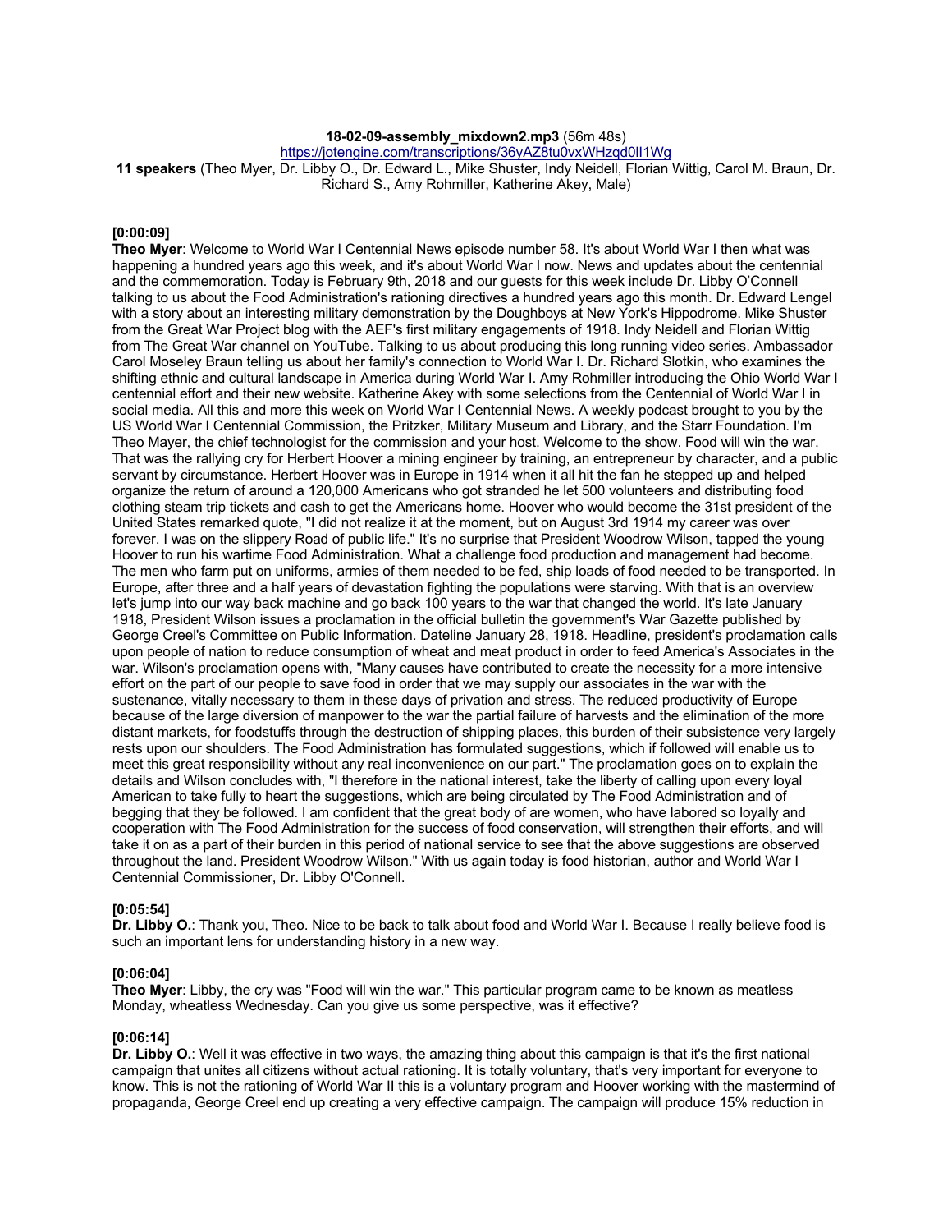**18-02-09-assembly_mixdown2.mp3** (56m 48s)

https://jotengine.com/transcriptions/36yAZ8tu0vxWHzqd0lI1Wg

**11 speakers** (Theo Myer, Dr. Libby O., Dr. Edward L., Mike Shuster, Indy Neidell, Florian Wittig, Carol M. Braun, Dr. Richard S., Amy Rohmiller, Katherine Akey, Male)

**[0:00:09]**

**Theo Myer**: Welcome to World War I Centennial News episode number 58. It's about World War I then what was happening a hundred years ago this week, and it's about World War I now. News and updates about the centennial and the commemoration. Today is February 9th, 2018 and our guests for this week include Dr. Libby O'Connell talking to us about the Food Administration's rationing directives a hundred years ago this month. Dr. Edward Lengel with a story about an interesting military demonstration by the Doughboys at New York's Hippodrome. Mike Shuster from the Great War Project blog with the AEF's first military engagements of 1918. Indy Neidell and Florian Wittig from The Great War channel on YouTube. Talking to us about producing this long running video series. Ambassador Carol Moseley Braun telling us about her family's connection to World War I. Dr. Richard Slotkin, who examines the shifting ethnic and cultural landscape in America during World War I. Amy Rohmiller introducing the Ohio World War I centennial effort and their new website. Katherine Akey with some selections from the Centennial of World War I in social media. All this and more this week on World War I Centennial News. A weekly podcast brought to you by the US World War I Centennial Commission, the Pritzker, Military Museum and Library, and the Starr Foundation. I'm Theo Mayer, the chief technologist for the commission and your host. Welcome to the show. Food will win the war. That was the rallying cry for Herbert Hoover a mining engineer by training, an entrepreneur by character, and a public servant by circumstance. Herbert Hoover was in Europe in 1914 when it all hit the fan he stepped up and helped organize the return of around a 120,000 Americans who got stranded he let 500 volunteers and distributing food clothing steam trip tickets and cash to get the Americans home. Hoover who would become the 31st president of the United States remarked quote, "I did not realize it at the moment, but on August 3rd 1914 my career was over forever. I was on the slippery Road of public life." It's no surprise that President Woodrow Wilson, tapped the young Hoover to run his wartime Food Administration. What a challenge food production and management had become. The men who farm put on uniforms, armies of them needed to be fed, ship loads of food needed to be transported. In Europe, after three and a half years of devastation fighting the populations were starving. With that is an overview let's jump into our way back machine and go back 100 years to the war that changed the world. It's late January 1918, President Wilson issues a proclamation in the official bulletin the government's War Gazette published by George Creel's Committee on Public Information. Dateline January 28, 1918. Headline, president's proclamation calls upon people of nation to reduce consumption of wheat and meat product in order to feed America's Associates in the war. Wilson's proclamation opens with, "Many causes have contributed to create the necessity for a more intensive effort on the part of our people to save food in order that we may supply our associates in the war with the sustenance, vitally necessary to them in these days of privation and stress. The reduced productivity of Europe because of the large diversion of manpower to the war the partial failure of harvests and the elimination of the more distant markets, for foodstuffs through the destruction of shipping places, this burden of their subsistence very largely rests upon our shoulders. The Food Administration has formulated suggestions, which if followed will enable us to meet this great responsibility without any real inconvenience on our part." The proclamation goes on to explain the details and Wilson concludes with, "I therefore in the national interest, take the liberty of calling upon every loyal American to take fully to heart the suggestions, which are being circulated by The Food Administration and of begging that they be followed. I am confident that the great body of are women, who have labored so loyally and cooperation with The Food Administration for the success of food conservation, will strengthen their efforts, and will take it on as a part of their burden in this period of national service to see that the above suggestions are observed throughout the land. President Woodrow Wilson." With us again today is food historian, author and World War I Centennial Commissioner, Dr. Libby O'Connell.

**[0:05:54]**

**Dr. Libby O.**: Thank you, Theo. Nice to be back to talk about food and World War I. Because I really believe food is such an important lens for understanding history in a new way.

**[0:06:04]**

**Theo Myer**: Libby, the cry was "Food will win the war." This particular program came to be known as meatless Monday, wheatless Wednesday. Can you give us some perspective, was it effective?

**[0:06:14]**

**Dr. Libby O.**: Well it was effective in two ways, the amazing thing about this campaign is that it's the first national campaign that unites all citizens without actual rationing. It is totally voluntary, that's very important for everyone to know. This is not the rationing of World War II this is a voluntary program and Hoover working with the mastermind of propaganda, George Creel end up creating a very effective campaign. The campaign will produce 15% reduction in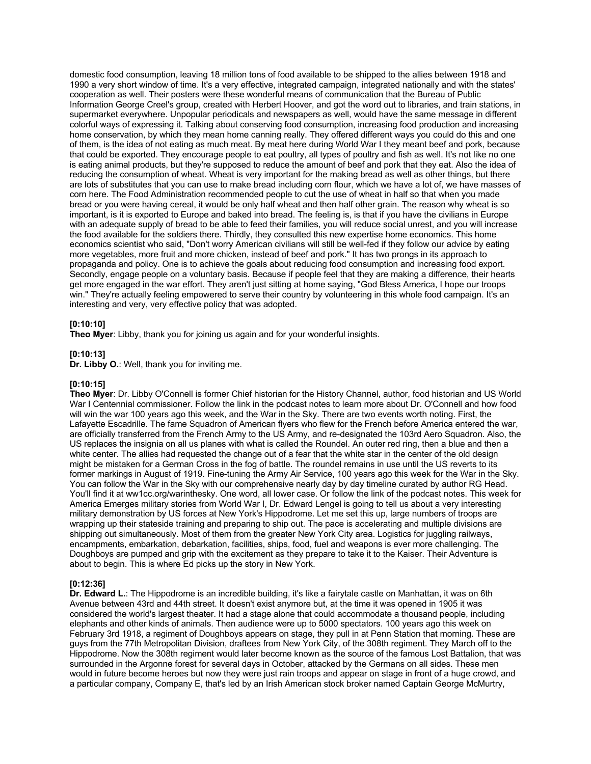domestic food consumption, leaving 18 million tons of food available to be shipped to the allies between 1918 and 1990 a very short window of time. It's a very effective, integrated campaign, integrated nationally and with the states' cooperation as well. Their posters were these wonderful means of communication that the Bureau of Public Information George Creel's group, created with Herbert Hoover, and got the word out to libraries, and train stations, in supermarket everywhere. Unpopular periodicals and newspapers as well, would have the same message in different colorful ways of expressing it. Talking about conserving food consumption, increasing food production and increasing home conservation, by which they mean home canning really. They offered different ways you could do this and one of them, is the idea of not eating as much meat. By meat here during World War I they meant beef and pork, because that could be exported. They encourage people to eat poultry, all types of poultry and fish as well. It's not like no one is eating animal products, but they're supposed to reduce the amount of beef and pork that they eat. Also the idea of reducing the consumption of wheat. Wheat is very important for the making bread as well as other things, but there are lots of substitutes that you can use to make bread including corn flour, which we have a lot of, we have masses of corn here. The Food Administration recommended people to cut the use of wheat in half so that when you made bread or you were having cereal, it would be only half wheat and then half other grain. The reason why wheat is so important, is it is exported to Europe and baked into bread. The feeling is, is that if you have the civilians in Europe with an adequate supply of bread to be able to feed their families, you will reduce social unrest, and you will increase the food available for the soldiers there. Thirdly, they consulted this new expertise home economics. This home economics scientist who said, "Don't worry American civilians will still be well-fed if they follow our advice by eating more vegetables, more fruit and more chicken, instead of beef and pork." It has two prongs in its approach to propaganda and policy. One is to achieve the goals about reducing food consumption and increasing food export. Secondly, engage people on a voluntary basis. Because if people feel that they are making a difference, their hearts get more engaged in the war effort. They aren't just sitting at home saying, "God Bless America, I hope our troops win." They're actually feeling empowered to serve their country by volunteering in this whole food campaign. It's an interesting and very, very effective policy that was adopted.

**[0:10:10]**
**Theo Myer**: Libby, thank you for joining us again and for your wonderful insights.

**[0:10:13]**
**Dr. Libby O.**: Well, thank you for inviting me.

**[0:10:15]**
**Theo Myer**: Dr. Libby O'Connell is former Chief historian for the History Channel, author, food historian and US World War I Centennial commissioner. Follow the link in the podcast notes to learn more about Dr. O'Connell and how food will win the war 100 years ago this week, and the War in the Sky. There are two events worth noting. First, the Lafayette Escadrille. The fame Squadron of American flyers who flew for the French before America entered the war, are officially transferred from the French Army to the US Army, and re-designated the 103rd Aero Squadron. Also, the US replaces the insignia on all us planes with what is called the Roundel. An outer red ring, then a blue and then a white center. The allies had requested the change out of a fear that the white star in the center of the old design might be mistaken for a German Cross in the fog of battle. The roundel remains in use until the US reverts to its former markings in August of 1919. Fine-tuning the Army Air Service, 100 years ago this week for the War in the Sky. You can follow the War in the Sky with our comprehensive nearly day by day timeline curated by author RG Head. You'll find it at ww1cc.org/warinthesky. One word, all lower case. Or follow the link of the podcast notes. This week for America Emerges military stories from World War I, Dr. Edward Lengel is going to tell us about a very interesting military demonstration by US forces at New York's Hippodrome. Let me set this up, large numbers of troops are wrapping up their stateside training and preparing to ship out. The pace is accelerating and multiple divisions are shipping out simultaneously. Most of them from the greater New York City area. Logistics for juggling railways, encampments, embarkation, debarkation, facilities, ships, food, fuel and weapons is ever more challenging. The Doughboys are pumped and grip with the excitement as they prepare to take it to the Kaiser. Their Adventure is about to begin. This is where Ed picks up the story in New York.

**[0:12:36]**
**Dr. Edward L.**: The Hippodrome is an incredible building, it's like a fairytale castle on Manhattan, it was on 6th Avenue between 43rd and 44th street. It doesn't exist anymore but, at the time it was opened in 1905 it was considered the world's largest theater. It had a stage alone that could accommodate a thousand people, including elephants and other kinds of animals. Then audience were up to 5000 spectators. 100 years ago this week on February 3rd 1918, a regiment of Doughboys appears on stage, they pull in at Penn Station that morning. These are guys from the 77th Metropolitan Division, draftees from New York City, of the 308th regiment. They March off to the Hippodrome. Now the 308th regiment would later become known as the source of the famous Lost Battalion, that was surrounded in the Argonne forest for several days in October, attacked by the Germans on all sides. These men would in future become heroes but now they were just rain troops and appear on stage in front of a huge crowd, and a particular company, Company E, that's led by an Irish American stock broker named Captain George McMurtry,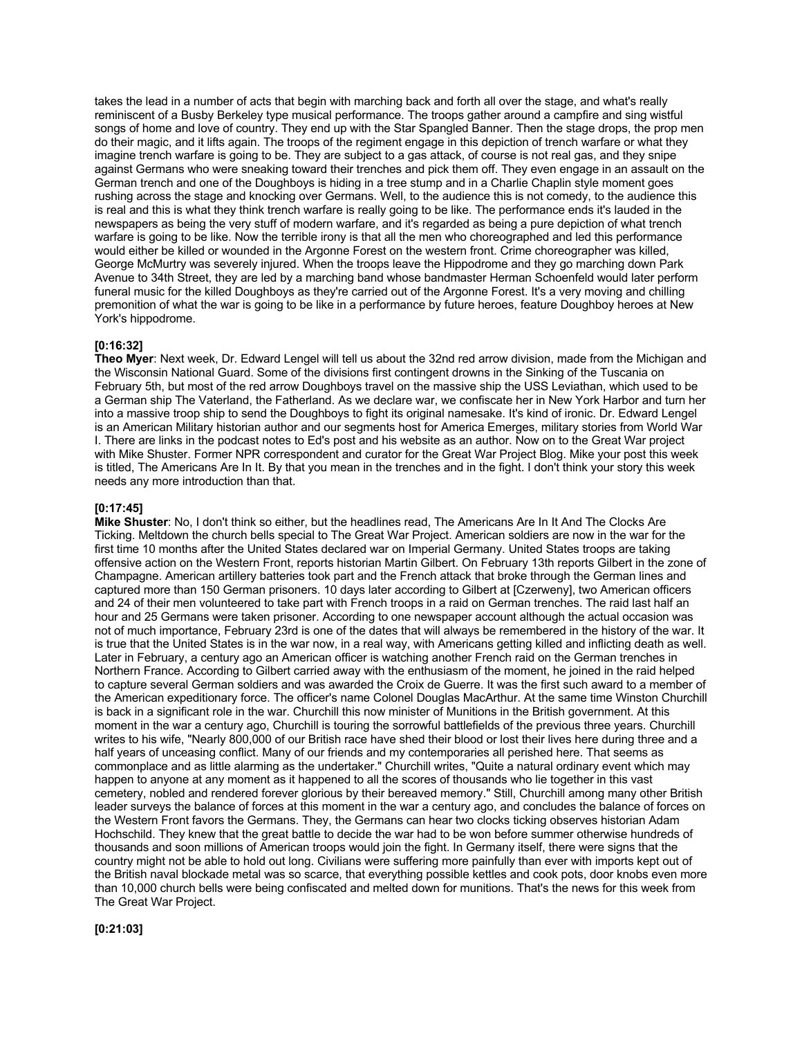takes the lead in a number of acts that begin with marching back and forth all over the stage, and what's really reminiscent of a Busby Berkeley type musical performance. The troops gather around a campfire and sing wistful songs of home and love of country. They end up with the Star Spangled Banner. Then the stage drops, the prop men do their magic, and it lifts again. The troops of the regiment engage in this depiction of trench warfare or what they imagine trench warfare is going to be. They are subject to a gas attack, of course is not real gas, and they snipe against Germans who were sneaking toward their trenches and pick them off. They even engage in an assault on the German trench and one of the Doughboys is hiding in a tree stump and in a Charlie Chaplin style moment goes rushing across the stage and knocking over Germans. Well, to the audience this is not comedy, to the audience this is real and this is what they think trench warfare is really going to be like. The performance ends it's lauded in the newspapers as being the very stuff of modern warfare, and it's regarded as being a pure depiction of what trench warfare is going to be like. Now the terrible irony is that all the men who choreographed and led this performance would either be killed or wounded in the Argonne Forest on the western front. Crime choreographer was killed, George McMurtry was severely injured. When the troops leave the Hippodrome and they go marching down Park Avenue to 34th Street, they are led by a marching band whose bandmaster Herman Schoenfeld would later perform funeral music for the killed Doughboys as they're carried out of the Argonne Forest. It's a very moving and chilling premonition of what the war is going to be like in a performance by future heroes, feature Doughboy heroes at New York's hippodrome.

**[0:16:32]**
**Theo Myer**: Next week, Dr. Edward Lengel will tell us about the 32nd red arrow division, made from the Michigan and the Wisconsin National Guard. Some of the divisions first contingent drowns in the Sinking of the Tuscania on February 5th, but most of the red arrow Doughboys travel on the massive ship the USS Leviathan, which used to be a German ship The Vaterland, the Fatherland. As we declare war, we confiscate her in New York Harbor and turn her into a massive troop ship to send the Doughboys to fight its original namesake. It's kind of ironic. Dr. Edward Lengel is an American Military historian author and our segments host for America Emerges, military stories from World War I. There are links in the podcast notes to Ed's post and his website as an author. Now on to the Great War project with Mike Shuster. Former NPR correspondent and curator for the Great War Project Blog. Mike your post this week is titled, The Americans Are In It. By that you mean in the trenches and in the fight. I don't think your story this week needs any more introduction than that.

**[0:17:45]**
**Mike Shuster**: No, I don't think so either, but the headlines read, The Americans Are In It And The Clocks Are Ticking. Meltdown the church bells special to The Great War Project. American soldiers are now in the war for the first time 10 months after the United States declared war on Imperial Germany. United States troops are taking offensive action on the Western Front, reports historian Martin Gilbert. On February 13th reports Gilbert in the zone of Champagne. American artillery batteries took part and the French attack that broke through the German lines and captured more than 150 German prisoners. 10 days later according to Gilbert at [Czerweny], two American officers and 24 of their men volunteered to take part with French troops in a raid on German trenches. The raid last half an hour and 25 Germans were taken prisoner. According to one newspaper account although the actual occasion was not of much importance, February 23rd is one of the dates that will always be remembered in the history of the war. It is true that the United States is in the war now, in a real way, with Americans getting killed and inflicting death as well. Later in February, a century ago an American officer is watching another French raid on the German trenches in Northern France. According to Gilbert carried away with the enthusiasm of the moment, he joined in the raid helped to capture several German soldiers and was awarded the Croix de Guerre. It was the first such award to a member of the American expeditionary force. The officer's name Colonel Douglas MacArthur. At the same time Winston Churchill is back in a significant role in the war. Churchill this now minister of Munitions in the British government. At this moment in the war a century ago, Churchill is touring the sorrowful battlefields of the previous three years. Churchill writes to his wife, "Nearly 800,000 of our British race have shed their blood or lost their lives here during three and a half years of unceasing conflict. Many of our friends and my contemporaries all perished here. That seems as commonplace and as little alarming as the undertaker." Churchill writes, "Quite a natural ordinary event which may happen to anyone at any moment as it happened to all the scores of thousands who lie together in this vast cemetery, nobled and rendered forever glorious by their bereaved memory." Still, Churchill among many other British leader surveys the balance of forces at this moment in the war a century ago, and concludes the balance of forces on the Western Front favors the Germans. They, the Germans can hear two clocks ticking observes historian Adam Hochschild. They knew that the great battle to decide the war had to be won before summer otherwise hundreds of thousands and soon millions of American troops would join the fight. In Germany itself, there were signs that the country might not be able to hold out long. Civilians were suffering more painfully than ever with imports kept out of the British naval blockade metal was so scarce, that everything possible kettles and cook pots, door knobs even more than 10,000 church bells were being confiscated and melted down for munitions. That's the news for this week from The Great War Project.

**[0:21:03]**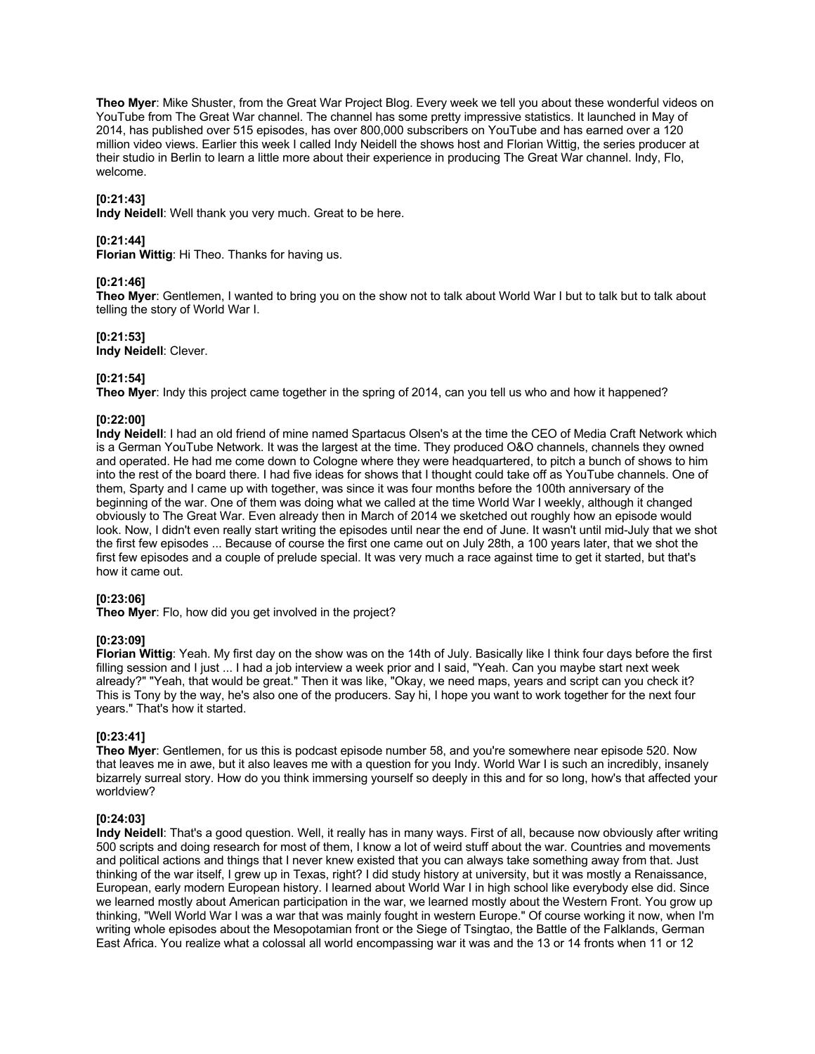**Theo Myer**: Mike Shuster, from the Great War Project Blog. Every week we tell you about these wonderful videos on YouTube from The Great War channel. The channel has some pretty impressive statistics. It launched in May of 2014, has published over 515 episodes, has over 800,000 subscribers on YouTube and has earned over a 120 million video views. Earlier this week I called Indy Neidell the shows host and Florian Wittig, the series producer at their studio in Berlin to learn a little more about their experience in producing The Great War channel. Indy, Flo, welcome.

**[0:21:43]**
**Indy Neidell**: Well thank you very much. Great to be here.

**[0:21:44]**
**Florian Wittig**: Hi Theo. Thanks for having us.

**[0:21:46]**
**Theo Myer**: Gentlemen, I wanted to bring you on the show not to talk about World War I but to talk but to talk about telling the story of World War I.

**[0:21:53]**
**Indy Neidell**: Clever.

**[0:21:54]**
**Theo Myer**: Indy this project came together in the spring of 2014, can you tell us who and how it happened?

**[0:22:00]**
**Indy Neidell**: I had an old friend of mine named Spartacus Olsen's at the time the CEO of Media Craft Network which is a German YouTube Network. It was the largest at the time. They produced O&O channels, channels they owned and operated. He had me come down to Cologne where they were headquartered, to pitch a bunch of shows to him into the rest of the board there. I had five ideas for shows that I thought could take off as YouTube channels. One of them, Sparty and I came up with together, was since it was four months before the 100th anniversary of the beginning of the war. One of them was doing what we called at the time World War I weekly, although it changed obviously to The Great War. Even already then in March of 2014 we sketched out roughly how an episode would look. Now, I didn't even really start writing the episodes until near the end of June. It wasn't until mid-July that we shot the first few episodes ... Because of course the first one came out on July 28th, a 100 years later, that we shot the first few episodes and a couple of prelude special. It was very much a race against time to get it started, but that's how it came out.

**[0:23:06]**
**Theo Myer**: Flo, how did you get involved in the project?

**[0:23:09]**
**Florian Wittig**: Yeah. My first day on the show was on the 14th of July. Basically like I think four days before the first filling session and I just ... I had a job interview a week prior and I said, "Yeah. Can you maybe start next week already?" "Yeah, that would be great." Then it was like, "Okay, we need maps, years and script can you check it? This is Tony by the way, he's also one of the producers. Say hi, I hope you want to work together for the next four years." That's how it started.

**[0:23:41]**
**Theo Myer**: Gentlemen, for us this is podcast episode number 58, and you're somewhere near episode 520. Now that leaves me in awe, but it also leaves me with a question for you Indy. World War I is such an incredibly, insanely bizarrely surreal story. How do you think immersing yourself so deeply in this and for so long, how's that affected your worldview?

**[0:24:03]**
**Indy Neidell**: That's a good question. Well, it really has in many ways. First of all, because now obviously after writing 500 scripts and doing research for most of them, I know a lot of weird stuff about the war. Countries and movements and political actions and things that I never knew existed that you can always take something away from that. Just thinking of the war itself, I grew up in Texas, right? I did study history at university, but it was mostly a Renaissance, European, early modern European history. I learned about World War I in high school like everybody else did. Since we learned mostly about American participation in the war, we learned mostly about the Western Front. You grow up thinking, "Well World War I was a war that was mainly fought in western Europe." Of course working it now, when I'm writing whole episodes about the Mesopotamian front or the Siege of Tsingtao, the Battle of the Falklands, German East Africa. You realize what a colossal all world encompassing war it was and the 13 or 14 fronts when 11 or 12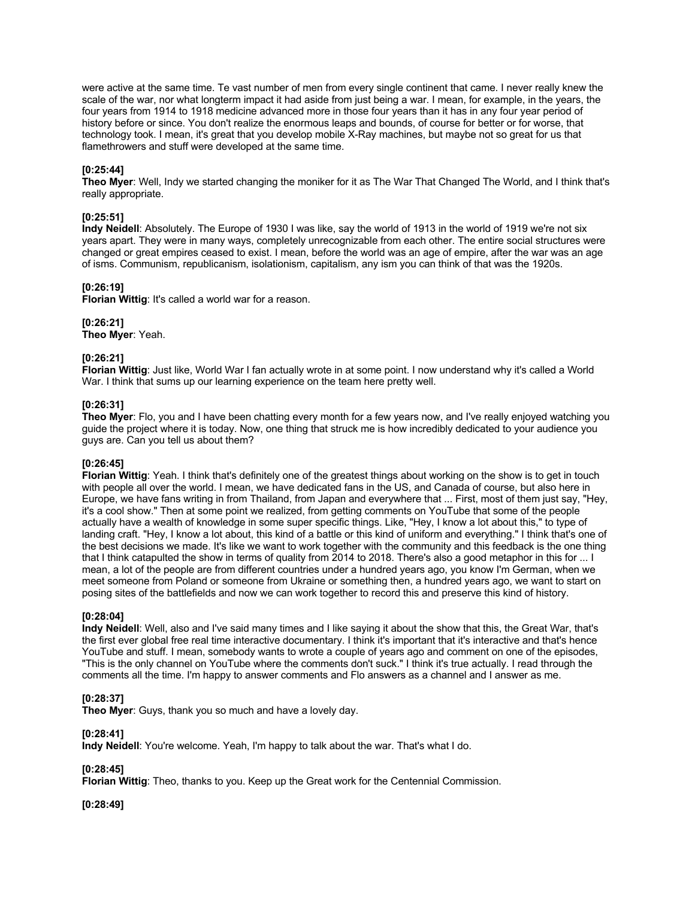were active at the same time. Te vast number of men from every single continent that came. I never really knew the scale of the war, nor what longterm impact it had aside from just being a war. I mean, for example, in the years, the four years from 1914 to 1918 medicine advanced more in those four years than it has in any four year period of history before or since. You don't realize the enormous leaps and bounds, of course for better or for worse, that technology took. I mean, it's great that you develop mobile X-Ray machines, but maybe not so great for us that flamethrowers and stuff were developed at the same time.

**[0:25:44]**
**Theo Myer**: Well, Indy we started changing the moniker for it as The War That Changed The World, and I think that's really appropriate.

**[0:25:51]**
**Indy Neidell**: Absolutely. The Europe of 1930 I was like, say the world of 1913 in the world of 1919 we're not six years apart. They were in many ways, completely unrecognizable from each other. The entire social structures were changed or great empires ceased to exist. I mean, before the world was an age of empire, after the war was an age of isms. Communism, republicanism, isolationism, capitalism, any ism you can think of that was the 1920s.

**[0:26:19]**
**Florian Wittig**: It's called a world war for a reason.

**[0:26:21]**
**Theo Myer**: Yeah.

**[0:26:21]**
**Florian Wittig**: Just like, World War I fan actually wrote in at some point. I now understand why it's called a World War. I think that sums up our learning experience on the team here pretty well.

**[0:26:31]**
**Theo Myer**: Flo, you and I have been chatting every month for a few years now, and I've really enjoyed watching you guide the project where it is today. Now, one thing that struck me is how incredibly dedicated to your audience you guys are. Can you tell us about them?

**[0:26:45]**
**Florian Wittig**: Yeah. I think that's definitely one of the greatest things about working on the show is to get in touch with people all over the world. I mean, we have dedicated fans in the US, and Canada of course, but also here in Europe, we have fans writing in from Thailand, from Japan and everywhere that ... First, most of them just say, "Hey, it's a cool show." Then at some point we realized, from getting comments on YouTube that some of the people actually have a wealth of knowledge in some super specific things. Like, "Hey, I know a lot about this," to type of landing craft. "Hey, I know a lot about, this kind of a battle or this kind of uniform and everything." I think that's one of the best decisions we made. It's like we want to work together with the community and this feedback is the one thing that I think catapulted the show in terms of quality from 2014 to 2018. There's also a good metaphor in this for ... I mean, a lot of the people are from different countries under a hundred years ago, you know I'm German, when we meet someone from Poland or someone from Ukraine or something then, a hundred years ago, we want to start on posing sites of the battlefields and now we can work together to record this and preserve this kind of history.

**[0:28:04]**
**Indy Neidell**: Well, also and I've said many times and I like saying it about the show that this, the Great War, that's the first ever global free real time interactive documentary. I think it's important that it's interactive and that's hence YouTube and stuff. I mean, somebody wants to wrote a couple of years ago and comment on one of the episodes, "This is the only channel on YouTube where the comments don't suck." I think it's true actually. I read through the comments all the time. I'm happy to answer comments and Flo answers as a channel and I answer as me.

**[0:28:37]**
**Theo Myer**: Guys, thank you so much and have a lovely day.

**[0:28:41]**
**Indy Neidell**: You're welcome. Yeah, I'm happy to talk about the war. That's what I do.

**[0:28:45]**
**Florian Wittig**: Theo, thanks to you. Keep up the Great work for the Centennial Commission.

**[0:28:49]**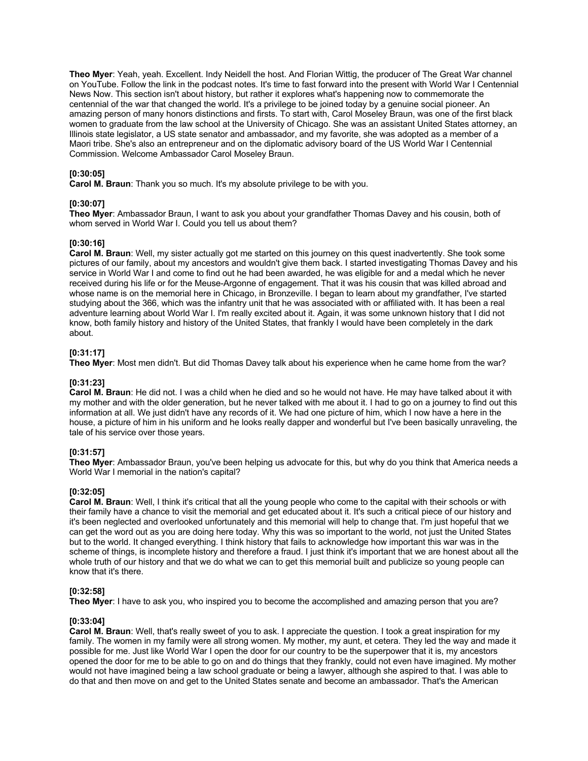**Theo Myer**: Yeah, yeah. Excellent. Indy Neidell the host. And Florian Wittig, the producer of The Great War channel on YouTube. Follow the link in the podcast notes. It's time to fast forward into the present with World War I Centennial News Now. This section isn't about history, but rather it explores what's happening now to commemorate the centennial of the war that changed the world. It's a privilege to be joined today by a genuine social pioneer. An amazing person of many honors distinctions and firsts. To start with, Carol Moseley Braun, was one of the first black women to graduate from the law school at the University of Chicago. She was an assistant United States attorney, an Illinois state legislator, a US state senator and ambassador, and my favorite, she was adopted as a member of a Maori tribe. She's also an entrepreneur and on the diplomatic advisory board of the US World War I Centennial Commission. Welcome Ambassador Carol Moseley Braun.

**[0:30:05]**
**Carol M. Braun**: Thank you so much. It's my absolute privilege to be with you.

**[0:30:07]**
**Theo Myer**: Ambassador Braun, I want to ask you about your grandfather Thomas Davey and his cousin, both of whom served in World War I. Could you tell us about them?

**[0:30:16]**
**Carol M. Braun**: Well, my sister actually got me started on this journey on this quest inadvertently. She took some pictures of our family, about my ancestors and wouldn't give them back. I started investigating Thomas Davey and his service in World War I and come to find out he had been awarded, he was eligible for and a medal which he never received during his life or for the Meuse-Argonne of engagement. That it was his cousin that was killed abroad and whose name is on the memorial here in Chicago, in Bronzeville. I began to learn about my grandfather, I've started studying about the 366, which was the infantry unit that he was associated with or affiliated with. It has been a real adventure learning about World War I. I'm really excited about it. Again, it was some unknown history that I did not know, both family history and history of the United States, that frankly I would have been completely in the dark about.

**[0:31:17]**
**Theo Myer**: Most men didn't. But did Thomas Davey talk about his experience when he came home from the war?

**[0:31:23]**
**Carol M. Braun**: He did not. I was a child when he died and so he would not have. He may have talked about it with my mother and with the older generation, but he never talked with me about it. I had to go on a journey to find out this information at all. We just didn't have any records of it. We had one picture of him, which I now have a here in the house, a picture of him in his uniform and he looks really dapper and wonderful but I've been basically unraveling, the tale of his service over those years.

**[0:31:57]**
**Theo Myer**: Ambassador Braun, you've been helping us advocate for this, but why do you think that America needs a World War I memorial in the nation's capital?

**[0:32:05]**
**Carol M. Braun**: Well, I think it's critical that all the young people who come to the capital with their schools or with their family have a chance to visit the memorial and get educated about it. It's such a critical piece of our history and it's been neglected and overlooked unfortunately and this memorial will help to change that. I'm just hopeful that we can get the word out as you are doing here today. Why this was so important to the world, not just the United States but to the world. It changed everything. I think history that fails to acknowledge how important this war was in the scheme of things, is incomplete history and therefore a fraud. I just think it's important that we are honest about all the whole truth of our history and that we do what we can to get this memorial built and publicize so young people can know that it's there.

**[0:32:58]**
**Theo Myer**: I have to ask you, who inspired you to become the accomplished and amazing person that you are?

**[0:33:04]**
**Carol M. Braun**: Well, that's really sweet of you to ask. I appreciate the question. I took a great inspiration for my family. The women in my family were all strong women. My mother, my aunt, et cetera. They led the way and made it possible for me. Just like World War I open the door for our country to be the superpower that it is, my ancestors opened the door for me to be able to go on and do things that they frankly, could not even have imagined. My mother would not have imagined being a law school graduate or being a lawyer, although she aspired to that. I was able to do that and then move on and get to the United States senate and become an ambassador. That's the American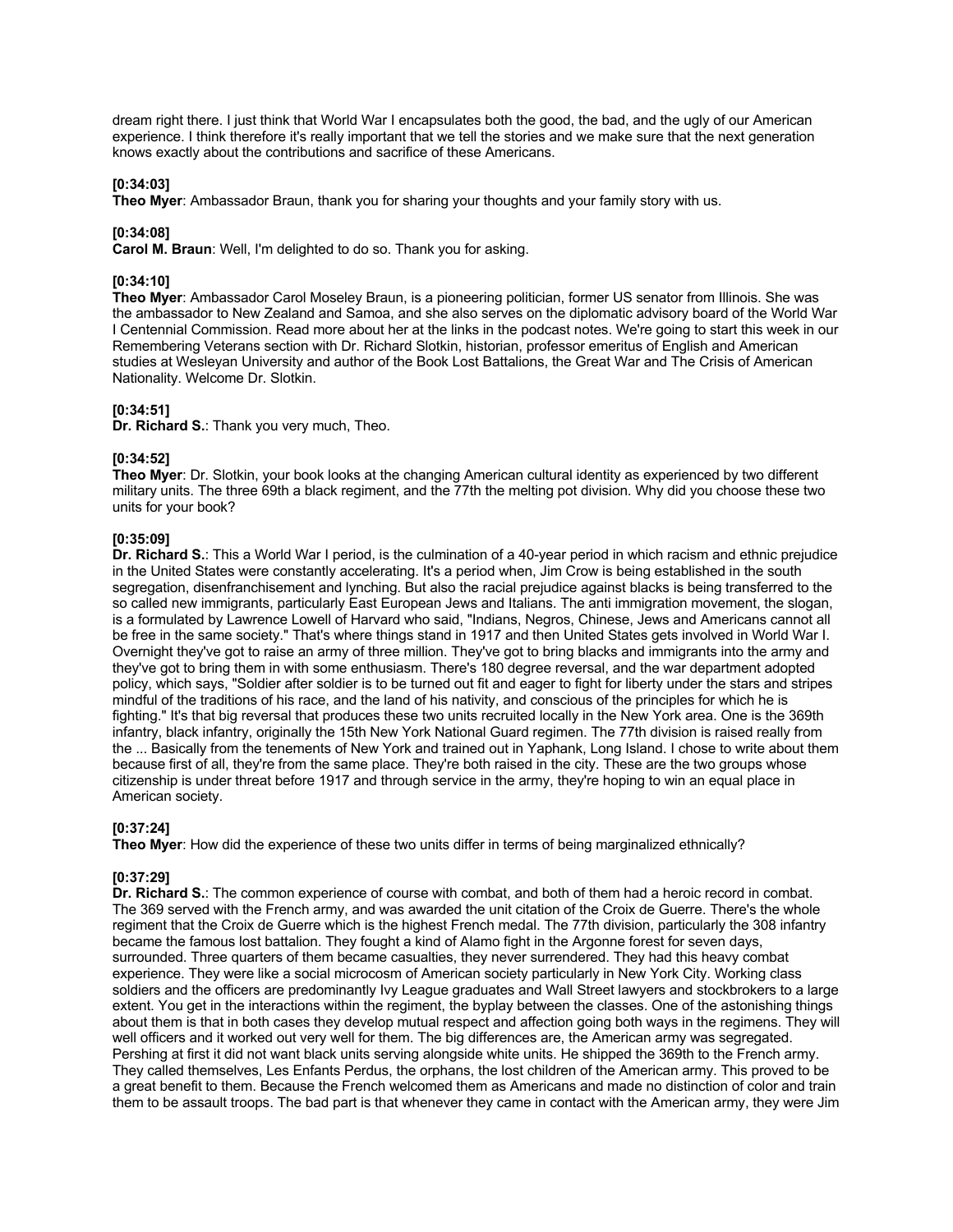dream right there. I just think that World War I encapsulates both the good, the bad, and the ugly of our American experience. I think therefore it's really important that we tell the stories and we make sure that the next generation knows exactly about the contributions and sacrifice of these Americans.

**[0:34:03]**
**Theo Myer**: Ambassador Braun, thank you for sharing your thoughts and your family story with us.

**[0:34:08]**
**Carol M. Braun**: Well, I'm delighted to do so. Thank you for asking.

**[0:34:10]**
**Theo Myer**: Ambassador Carol Moseley Braun, is a pioneering politician, former US senator from Illinois. She was the ambassador to New Zealand and Samoa, and she also serves on the diplomatic advisory board of the World War I Centennial Commission. Read more about her at the links in the podcast notes. We're going to start this week in our Remembering Veterans section with Dr. Richard Slotkin, historian, professor emeritus of English and American studies at Wesleyan University and author of the Book Lost Battalions, the Great War and The Crisis of American Nationality. Welcome Dr. Slotkin.

**[0:34:51]**
**Dr. Richard S.**: Thank you very much, Theo.

**[0:34:52]**
**Theo Myer**: Dr. Slotkin, your book looks at the changing American cultural identity as experienced by two different military units. The three 69th a black regiment, and the 77th the melting pot division. Why did you choose these two units for your book?

**[0:35:09]**
**Dr. Richard S.**: This a World War I period, is the culmination of a 40-year period in which racism and ethnic prejudice in the United States were constantly accelerating. It's a period when, Jim Crow is being established in the south segregation, disenfranchisement and lynching. But also the racial prejudice against blacks is being transferred to the so called new immigrants, particularly East European Jews and Italians. The anti immigration movement, the slogan, is a formulated by Lawrence Lowell of Harvard who said, "Indians, Negros, Chinese, Jews and Americans cannot all be free in the same society." That's where things stand in 1917 and then United States gets involved in World War I. Overnight they've got to raise an army of three million. They've got to bring blacks and immigrants into the army and they've got to bring them in with some enthusiasm. There's 180 degree reversal, and the war department adopted policy, which says, "Soldier after soldier is to be turned out fit and eager to fight for liberty under the stars and stripes mindful of the traditions of his race, and the land of his nativity, and conscious of the principles for which he is fighting." It's that big reversal that produces these two units recruited locally in the New York area. One is the 369th infantry, black infantry, originally the 15th New York National Guard regimen. The 77th division is raised really from the ... Basically from the tenements of New York and trained out in Yaphank, Long Island. I chose to write about them because first of all, they're from the same place. They're both raised in the city. These are the two groups whose citizenship is under threat before 1917 and through service in the army, they're hoping to win an equal place in American society.

**[0:37:24]**
**Theo Myer**: How did the experience of these two units differ in terms of being marginalized ethnically?

**[0:37:29]**
**Dr. Richard S.**: The common experience of course with combat, and both of them had a heroic record in combat. The 369 served with the French army, and was awarded the unit citation of the Croix de Guerre. There's the whole regiment that the Croix de Guerre which is the highest French medal. The 77th division, particularly the 308 infantry became the famous lost battalion. They fought a kind of Alamo fight in the Argonne forest for seven days, surrounded. Three quarters of them became casualties, they never surrendered. They had this heavy combat experience. They were like a social microcosm of American society particularly in New York City. Working class soldiers and the officers are predominantly Ivy League graduates and Wall Street lawyers and stockbrokers to a large extent. You get in the interactions within the regiment, the byplay between the classes. One of the astonishing things about them is that in both cases they develop mutual respect and affection going both ways in the regimens. They will well officers and it worked out very well for them. The big differences are, the American army was segregated. Pershing at first it did not want black units serving alongside white units. He shipped the 369th to the French army. They called themselves, Les Enfants Perdus, the orphans, the lost children of the American army. This proved to be a great benefit to them. Because the French welcomed them as Americans and made no distinction of color and train them to be assault troops. The bad part is that whenever they came in contact with the American army, they were Jim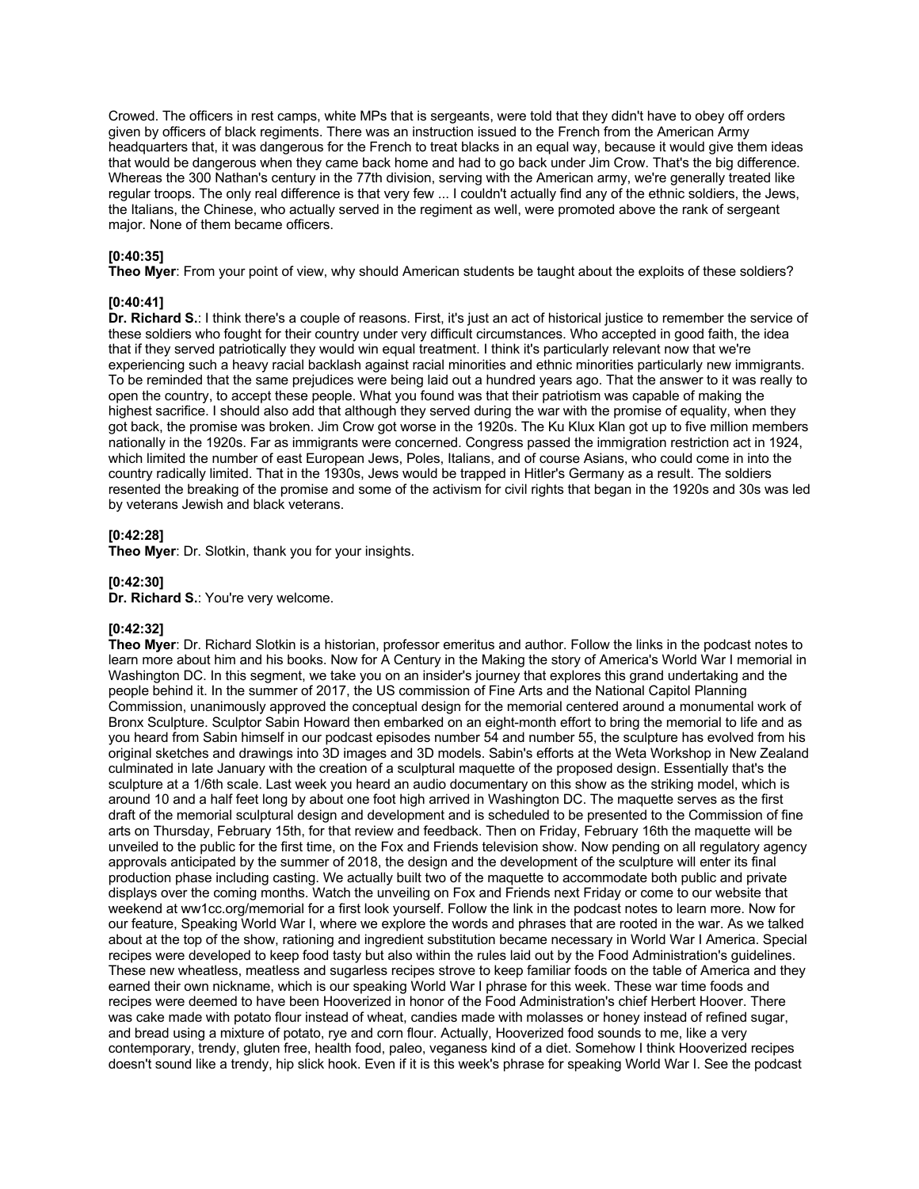Crowed. The officers in rest camps, white MPs that is sergeants, were told that they didn't have to obey off orders given by officers of black regiments. There was an instruction issued to the French from the American Army headquarters that, it was dangerous for the French to treat blacks in an equal way, because it would give them ideas that would be dangerous when they came back home and had to go back under Jim Crow. That's the big difference. Whereas the 300 Nathan's century in the 77th division, serving with the American army, we're generally treated like regular troops. The only real difference is that very few ... I couldn't actually find any of the ethnic soldiers, the Jews, the Italians, the Chinese, who actually served in the regiment as well, were promoted above the rank of sergeant major. None of them became officers.

**[0:40:35]**
**Theo Myer**: From your point of view, why should American students be taught about the exploits of these soldiers?

**[0:40:41]**
**Dr. Richard S.**: I think there's a couple of reasons. First, it's just an act of historical justice to remember the service of these soldiers who fought for their country under very difficult circumstances. Who accepted in good faith, the idea that if they served patriotically they would win equal treatment. I think it's particularly relevant now that we're experiencing such a heavy racial backlash against racial minorities and ethnic minorities particularly new immigrants. To be reminded that the same prejudices were being laid out a hundred years ago. That the answer to it was really to open the country, to accept these people. What you found was that their patriotism was capable of making the highest sacrifice. I should also add that although they served during the war with the promise of equality, when they got back, the promise was broken. Jim Crow got worse in the 1920s. The Ku Klux Klan got up to five million members nationally in the 1920s. Far as immigrants were concerned. Congress passed the immigration restriction act in 1924, which limited the number of east European Jews, Poles, Italians, and of course Asians, who could come in into the country radically limited. That in the 1930s, Jews would be trapped in Hitler's Germany as a result. The soldiers resented the breaking of the promise and some of the activism for civil rights that began in the 1920s and 30s was led by veterans Jewish and black veterans.

**[0:42:28]**
**Theo Myer**: Dr. Slotkin, thank you for your insights.

**[0:42:30]**
**Dr. Richard S.**: You're very welcome.

**[0:42:32]**
**Theo Myer**: Dr. Richard Slotkin is a historian, professor emeritus and author. Follow the links in the podcast notes to learn more about him and his books. Now for A Century in the Making the story of America's World War I memorial in Washington DC. In this segment, we take you on an insider's journey that explores this grand undertaking and the people behind it. In the summer of 2017, the US commission of Fine Arts and the National Capitol Planning Commission, unanimously approved the conceptual design for the memorial centered around a monumental work of Bronx Sculpture. Sculptor Sabin Howard then embarked on an eight-month effort to bring the memorial to life and as you heard from Sabin himself in our podcast episodes number 54 and number 55, the sculpture has evolved from his original sketches and drawings into 3D images and 3D models. Sabin's efforts at the Weta Workshop in New Zealand culminated in late January with the creation of a sculptural maquette of the proposed design. Essentially that's the sculpture at a 1/6th scale. Last week you heard an audio documentary on this show as the striking model, which is around 10 and a half feet long by about one foot high arrived in Washington DC. The maquette serves as the first draft of the memorial sculptural design and development and is scheduled to be presented to the Commission of fine arts on Thursday, February 15th, for that review and feedback. Then on Friday, February 16th the maquette will be unveiled to the public for the first time, on the Fox and Friends television show. Now pending on all regulatory agency approvals anticipated by the summer of 2018, the design and the development of the sculpture will enter its final production phase including casting. We actually built two of the maquette to accommodate both public and private displays over the coming months. Watch the unveiling on Fox and Friends next Friday or come to our website that weekend at ww1cc.org/memorial for a first look yourself. Follow the link in the podcast notes to learn more. Now for our feature, Speaking World War I, where we explore the words and phrases that are rooted in the war. As we talked about at the top of the show, rationing and ingredient substitution became necessary in World War I America. Special recipes were developed to keep food tasty but also within the rules laid out by the Food Administration's guidelines. These new wheatless, meatless and sugarless recipes strove to keep familiar foods on the table of America and they earned their own nickname, which is our speaking World War I phrase for this week. These war time foods and recipes were deemed to have been Hooverized in honor of the Food Administration's chief Herbert Hoover. There was cake made with potato flour instead of wheat, candies made with molasses or honey instead of refined sugar, and bread using a mixture of potato, rye and corn flour. Actually, Hooverized food sounds to me, like a very contemporary, trendy, gluten free, health food, paleo, veganess kind of a diet. Somehow I think Hooverized recipes doesn't sound like a trendy, hip slick hook. Even if it is this week's phrase for speaking World War I. See the podcast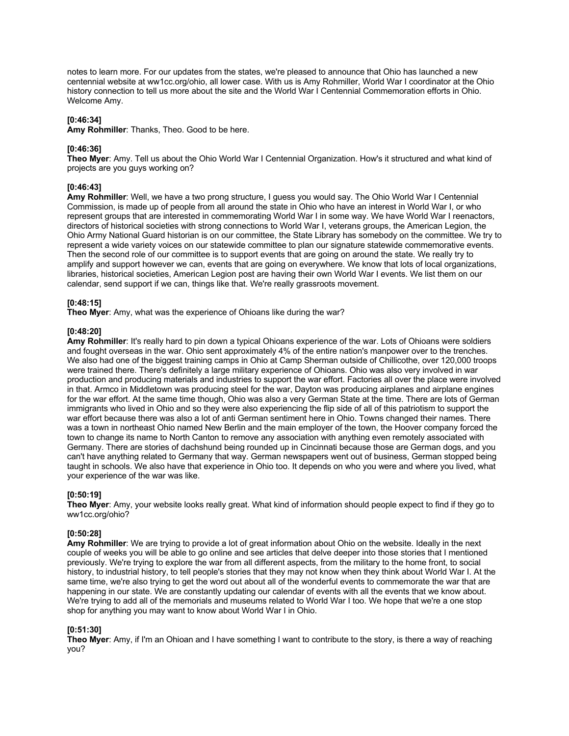notes to learn more. For our updates from the states, we're pleased to announce that Ohio has launched a new centennial website at ww1cc.org/ohio, all lower case. With us is Amy Rohmiller, World War I coordinator at the Ohio history connection to tell us more about the site and the World War I Centennial Commemoration efforts in Ohio. Welcome Amy.

**[0:46:34]**
**Amy Rohmiller**: Thanks, Theo. Good to be here.

**[0:46:36]**
**Theo Myer**: Amy. Tell us about the Ohio World War I Centennial Organization. How's it structured and what kind of projects are you guys working on?

**[0:46:43]**
**Amy Rohmiller**: Well, we have a two prong structure, I guess you would say. The Ohio World War I Centennial Commission, is made up of people from all around the state in Ohio who have an interest in World War I, or who represent groups that are interested in commemorating World War I in some way. We have World War I reenactors, directors of historical societies with strong connections to World War I, veterans groups, the American Legion, the Ohio Army National Guard historian is on our committee, the State Library has somebody on the committee. We try to represent a wide variety voices on our statewide committee to plan our signature statewide commemorative events. Then the second role of our committee is to support events that are going on around the state. We really try to amplify and support however we can, events that are going on everywhere. We know that lots of local organizations, libraries, historical societies, American Legion post are having their own World War I events. We list them on our calendar, send support if we can, things like that. We're really grassroots movement.

**[0:48:15]**
**Theo Myer**: Amy, what was the experience of Ohioans like during the war?

**[0:48:20]**
**Amy Rohmiller**: It's really hard to pin down a typical Ohioans experience of the war. Lots of Ohioans were soldiers and fought overseas in the war. Ohio sent approximately 4% of the entire nation's manpower over to the trenches. We also had one of the biggest training camps in Ohio at Camp Sherman outside of Chillicothe, over 120,000 troops were trained there. There's definitely a large military experience of Ohioans. Ohio was also very involved in war production and producing materials and industries to support the war effort. Factories all over the place were involved in that. Armco in Middletown was producing steel for the war, Dayton was producing airplanes and airplane engines for the war effort. At the same time though, Ohio was also a very German State at the time. There are lots of German immigrants who lived in Ohio and so they were also experiencing the flip side of all of this patriotism to support the war effort because there was also a lot of anti German sentiment here in Ohio. Towns changed their names. There was a town in northeast Ohio named New Berlin and the main employer of the town, the Hoover company forced the town to change its name to North Canton to remove any association with anything even remotely associated with Germany. There are stories of dachshund being rounded up in Cincinnati because those are German dogs, and you can't have anything related to Germany that way. German newspapers went out of business, German stopped being taught in schools. We also have that experience in Ohio too. It depends on who you were and where you lived, what your experience of the war was like.

**[0:50:19]**
**Theo Myer**: Amy, your website looks really great. What kind of information should people expect to find if they go to ww1cc.org/ohio?

**[0:50:28]**
**Amy Rohmiller**: We are trying to provide a lot of great information about Ohio on the website. Ideally in the next couple of weeks you will be able to go online and see articles that delve deeper into those stories that I mentioned previously. We're trying to explore the war from all different aspects, from the military to the home front, to social history, to industrial history, to tell people's stories that they may not know when they think about World War I. At the same time, we're also trying to get the word out about all of the wonderful events to commemorate the war that are happening in our state. We are constantly updating our calendar of events with all the events that we know about. We're trying to add all of the memorials and museums related to World War I too. We hope that we're a one stop shop for anything you may want to know about World War I in Ohio.

**[0:51:30]**
**Theo Myer**: Amy, if I'm an Ohioan and I have something I want to contribute to the story, is there a way of reaching you?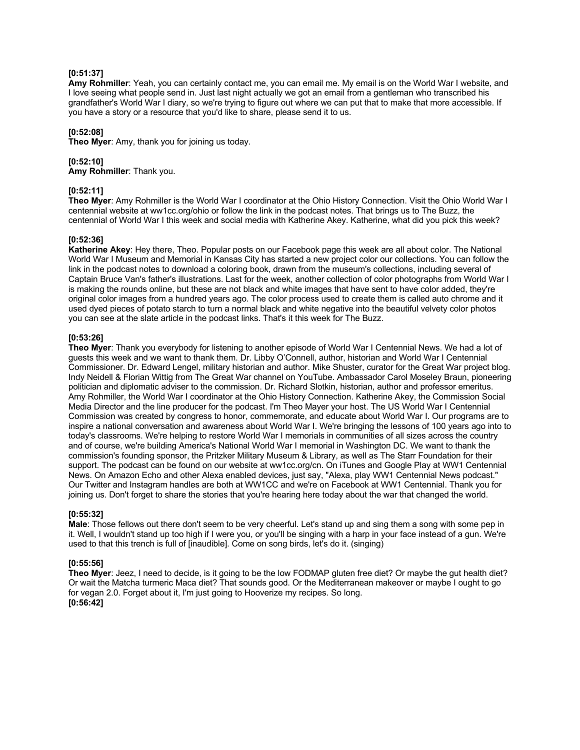**[0:51:37]**
**Amy Rohmiller**: Yeah, you can certainly contact me, you can email me. My email is on the World War I website, and I love seeing what people send in. Just last night actually we got an email from a gentleman who transcribed his grandfather's World War I diary, so we're trying to figure out where we can put that to make that more accessible. If you have a story or a resource that you'd like to share, please send it to us.

**[0:52:08]**
**Theo Myer**: Amy, thank you for joining us today.

**[0:52:10]**
**Amy Rohmiller**: Thank you.

**[0:52:11]**
**Theo Myer**: Amy Rohmiller is the World War I coordinator at the Ohio History Connection. Visit the Ohio World War I centennial website at ww1cc.org/ohio or follow the link in the podcast notes. That brings us to The Buzz, the centennial of World War I this week and social media with Katherine Akey. Katherine, what did you pick this week?

**[0:52:36]**
**Katherine Akey**: Hey there, Theo. Popular posts on our Facebook page this week are all about color. The National World War I Museum and Memorial in Kansas City has started a new project color our collections. You can follow the link in the podcast notes to download a coloring book, drawn from the museum's collections, including several of Captain Bruce Van's father's illustrations. Last for the week, another collection of color photographs from World War I is making the rounds online, but these are not black and white images that have sent to have color added, they're original color images from a hundred years ago. The color process used to create them is called auto chrome and it used dyed pieces of potato starch to turn a normal black and white negative into the beautiful velvety color photos you can see at the slate article in the podcast links. That's it this week for The Buzz.

**[0:53:26]**
**Theo Myer**: Thank you everybody for listening to another episode of World War I Centennial News. We had a lot of guests this week and we want to thank them. Dr. Libby O'Connell, author, historian and World War I Centennial Commissioner. Dr. Edward Lengel, military historian and author. Mike Shuster, curator for the Great War project blog. Indy Neidell & Florian Wittig from The Great War channel on YouTube. Ambassador Carol Moseley Braun, pioneering politician and diplomatic adviser to the commission. Dr. Richard Slotkin, historian, author and professor emeritus. Amy Rohmiller, the World War I coordinator at the Ohio History Connection. Katherine Akey, the Commission Social Media Director and the line producer for the podcast. I'm Theo Mayer your host. The US World War I Centennial Commission was created by congress to honor, commemorate, and educate about World War I. Our programs are to inspire a national conversation and awareness about World War I. We're bringing the lessons of 100 years ago into to today's classrooms. We're helping to restore World War I memorials in communities of all sizes across the country and of course, we're building America's National World War I memorial in Washington DC. We want to thank the commission's founding sponsor, the Pritzker Military Museum & Library, as well as The Starr Foundation for their support. The podcast can be found on our website at ww1cc.org/cn. On iTunes and Google Play at WW1 Centennial News. On Amazon Echo and other Alexa enabled devices, just say, "Alexa, play WW1 Centennial News podcast." Our Twitter and Instagram handles are both at WW1CC and we're on Facebook at WW1 Centennial. Thank you for joining us. Don't forget to share the stories that you're hearing here today about the war that changed the world.

**[0:55:32]**
**Male**: Those fellows out there don't seem to be very cheerful. Let's stand up and sing them a song with some pep in it. Well, I wouldn't stand up too high if I were you, or you'll be singing with a harp in your face instead of a gun. We're used to that this trench is full of [inaudible]. Come on song birds, let's do it. (singing)

**[0:55:56]**
**Theo Myer**: Jeez, I need to decide, is it going to be the low FODMAP gluten free diet? Or maybe the gut health diet? Or wait the Matcha turmeric Maca diet? That sounds good. Or the Mediterranean makeover or maybe I ought to go for vegan 2.0. Forget about it, I'm just going to Hooverize my recipes. So long.
**[0:56:42]**